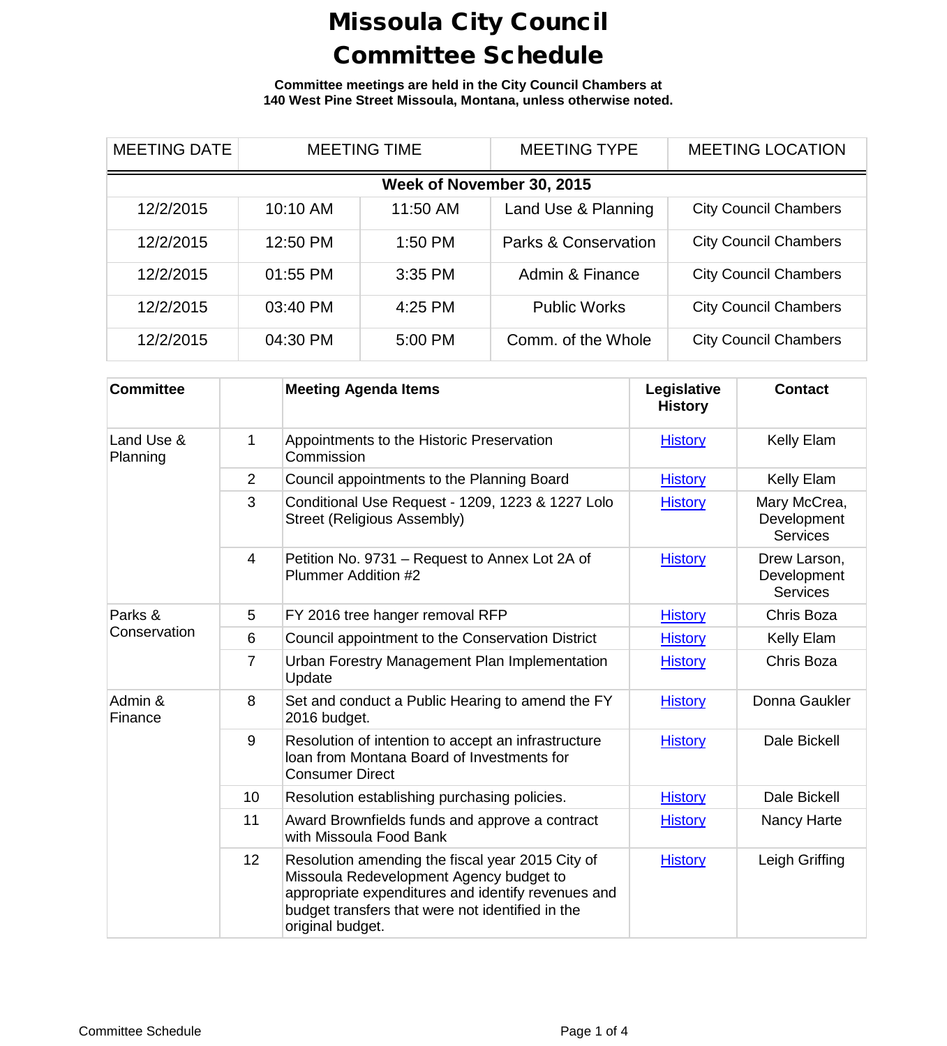# Missoula City Council Committee Schedule

**Committee meetings are held in the City Council Chambers at 140 West Pine Street Missoula, Montana, unless otherwise noted.**

| MEETING DATE | MEETING TIME | | MEETING TYPE | MEETING LOCATION |
|---|---|---|---|---|
| **Week of November 30, 2015** | | | | |
| 12/2/2015 | 10:10 AM | 11:50 AM | Land Use & Planning | City Council Chambers |
| 12/2/2015 | 12:50 PM | 1:50 PM | Parks & Conservation | City Council Chambers |
| 12/2/2015 | 01:55 PM | 3:35 PM | Admin & Finance | City Council Chambers |
| 12/2/2015 | 03:40 PM | 4:25 PM | Public Works | City Council Chambers |
| 12/2/2015 | 04:30 PM | 5:00 PM | Comm. of the Whole | City Council Chambers |

| Committee | | Meeting Agenda Items | Legislative History | Contact |
|---|---|---|---|---|
| Land Use & Planning | 1 | Appointments to the Historic Preservation Commission | History | Kelly Elam |
| | 2 | Council appointments to the Planning Board | History | Kelly Elam |
| | 3 | Conditional Use Request - 1209, 1223 & 1227 Lolo Street (Religious Assembly) | History | Mary McCrea, Development Services |
| | 4 | Petition No. 9731 – Request to Annex Lot 2A of Plummer Addition #2 | History | Drew Larson, Development Services |
| Parks & Conservation | 5 | FY 2016 tree hanger removal RFP | History | Chris Boza |
| | 6 | Council appointment to the Conservation District | History | Kelly Elam |
| | 7 | Urban Forestry Management Plan Implementation Update | History | Chris Boza |
| Admin & Finance | 8 | Set and conduct a Public Hearing to amend the FY 2016 budget. | History | Donna Gaukler |
| | 9 | Resolution of intention to accept an infrastructure loan from Montana Board of Investments for Consumer Direct | History | Dale Bickell |
| | 10 | Resolution establishing purchasing policies. | History | Dale Bickell |
| | 11 | Award Brownfields funds and approve a contract with Missoula Food Bank | History | Nancy Harte |
| | 12 | Resolution amending the fiscal year 2015 City of Missoula Redevelopment Agency budget to appropriate expenditures and identify revenues and budget transfers that were not identified in the original budget. | History | Leigh Griffing |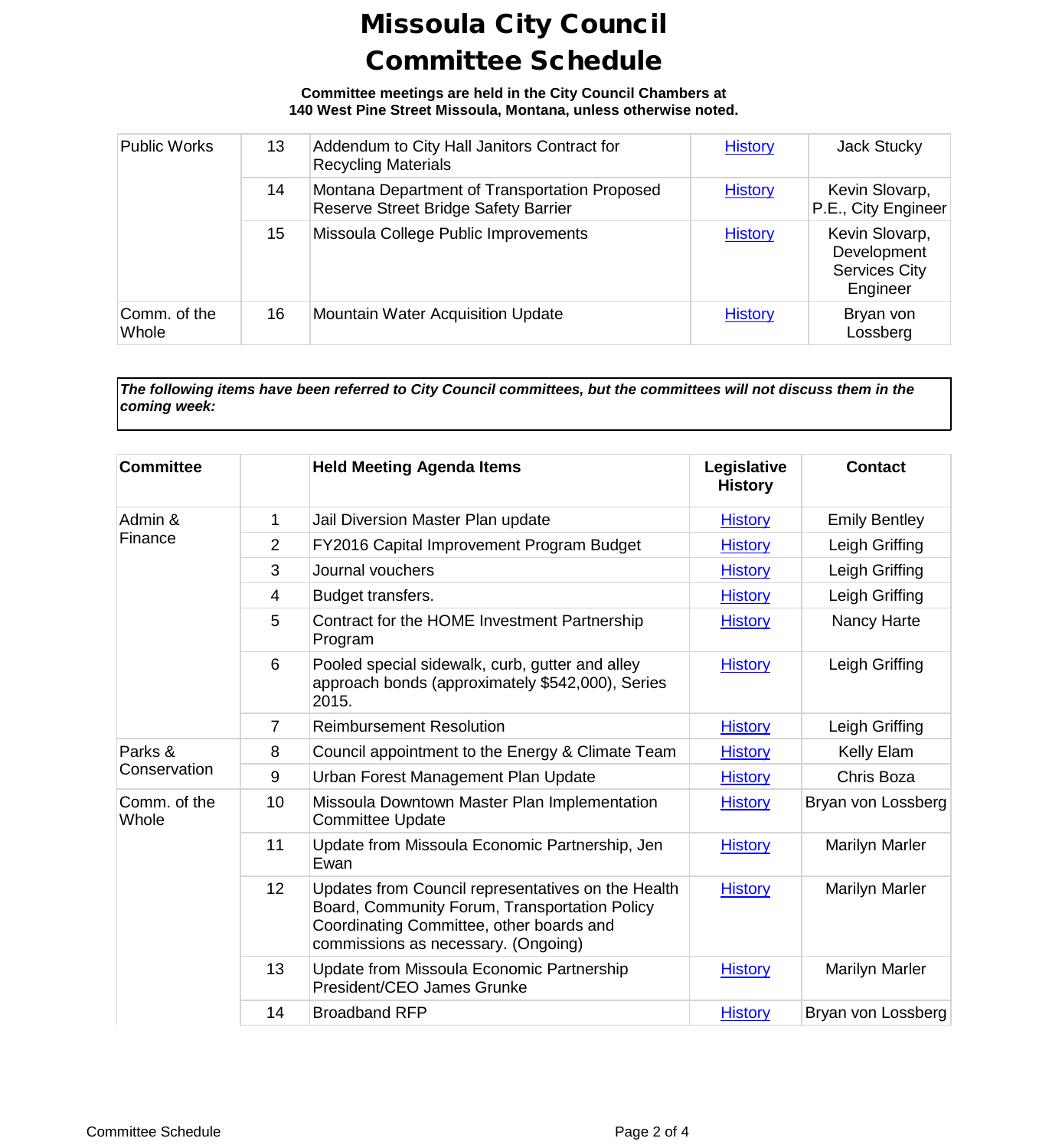# Missoula City Council Committee Schedule

**Committee meetings are held in the City Council Chambers at 140 West Pine Street Missoula, Montana, unless otherwise noted.**

| | | | | |
|---|---|---|---|---|
| Public Works | 13 | Addendum to City Hall Janitors Contract for Recycling Materials | History | Jack Stucky |
| | 14 | Montana Department of Transportation Proposed Reserve Street Bridge Safety Barrier | History | Kevin Slovarp, P.E., City Engineer |
| | 15 | Missoula College Public Improvements | History | Kevin Slovarp, Development Services City Engineer |
| Comm. of the Whole | 16 | Mountain Water Acquisition Update | History | Bryan von Lossberg |

***The following items have been referred to City Council committees, but the committees will not discuss them in the coming week:***

| Committee | | Held Meeting Agenda Items | Legislative History | Contact |
|---|---|---|---|---|
| Admin & Finance | 1 | Jail Diversion Master Plan update | History | Emily Bentley |
| | 2 | FY2016 Capital Improvement Program Budget | History | Leigh Griffing |
| | 3 | Journal vouchers | History | Leigh Griffing |
| | 4 | Budget transfers. | History | Leigh Griffing |
| | 5 | Contract for the HOME Investment Partnership Program | History | Nancy Harte |
| | 6 | Pooled special sidewalk, curb, gutter and alley approach bonds (approximately $542,000), Series 2015. | History | Leigh Griffing |
| | 7 | Reimbursement Resolution | History | Leigh Griffing |
| Parks & Conservation | 8 | Council appointment to the Energy & Climate Team | History | Kelly Elam |
| | 9 | Urban Forest Management Plan Update | History | Chris Boza |
| Comm. of the Whole | 10 | Missoula Downtown Master Plan Implementation Committee Update | History | Bryan von Lossberg |
| | 11 | Update from Missoula Economic Partnership, Jen Ewan | History | Marilyn Marler |
| | 12 | Updates from Council representatives on the Health Board, Community Forum, Transportation Policy Coordinating Committee, other boards and commissions as necessary. (Ongoing) | History | Marilyn Marler |
| | 13 | Update from Missoula Economic Partnership President/CEO James Grunke | History | Marilyn Marler |
| | 14 | Broadband RFP | History | Bryan von Lossberg |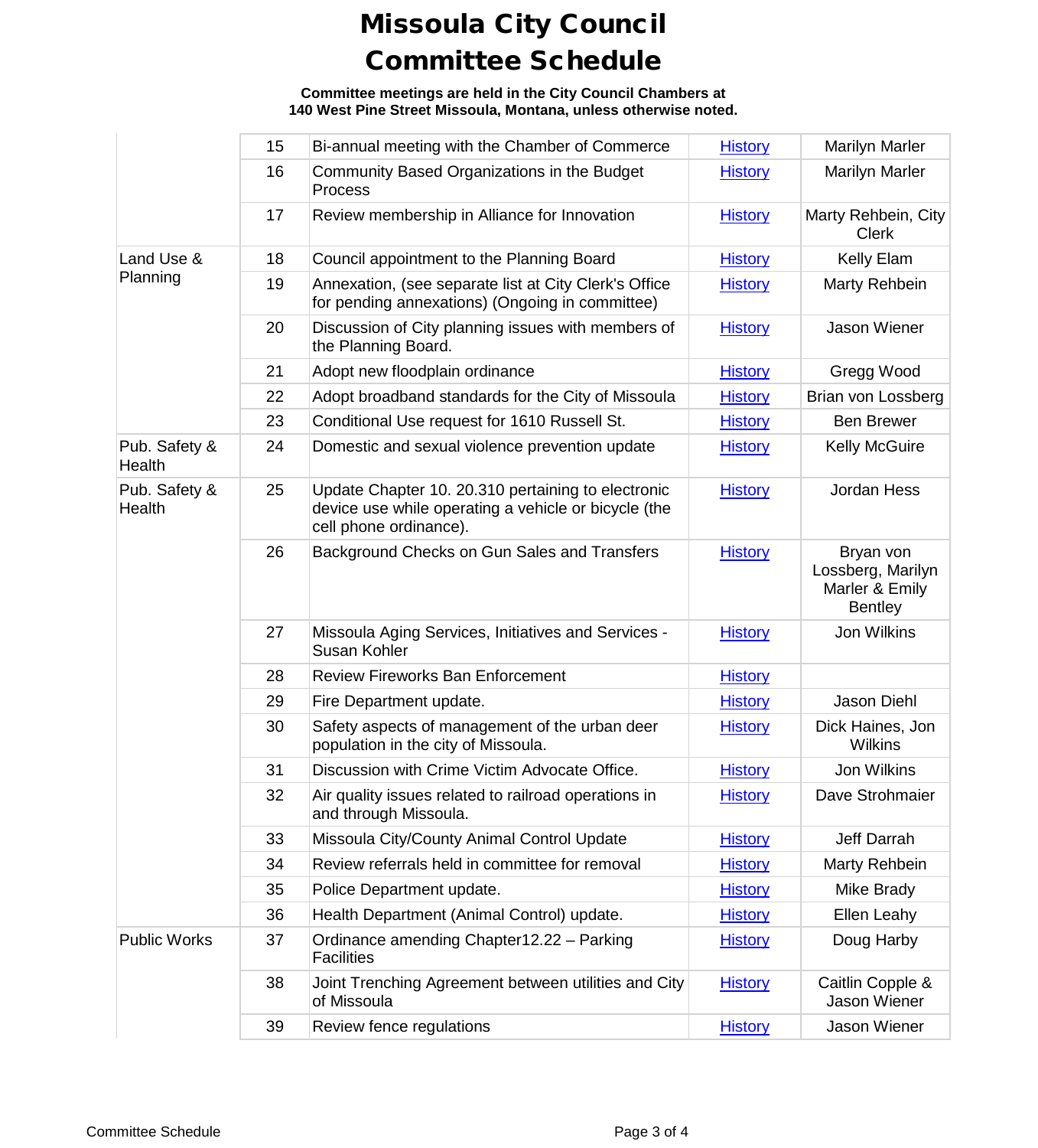# Missoula City Council Committee Schedule

**Committee meetings are held in the City Council Chambers at 140 West Pine Street Missoula, Montana, unless otherwise noted.**

| Committee | # | Item | History | Sponsor |
|---|---|---|---|---|
| | 15 | Bi-annual meeting with the Chamber of Commerce | History | Marilyn Marler |
| | 16 | Community Based Organizations in the Budget Process | History | Marilyn Marler |
| | 17 | Review membership in Alliance for Innovation | History | Marty Rehbein, City Clerk |
| Land Use & Planning | 18 | Council appointment to the Planning Board | History | Kelly Elam |
| | 19 | Annexation, (see separate list at City Clerk's Office for pending annexations) (Ongoing in committee) | History | Marty Rehbein |
| | 20 | Discussion of City planning issues with members of the Planning Board. | History | Jason Wiener |
| | 21 | Adopt new floodplain ordinance | History | Gregg Wood |
| | 22 | Adopt broadband standards for the City of Missoula | History | Brian von Lossberg |
| | 23 | Conditional Use request for 1610 Russell St. | History | Ben Brewer |
| Pub. Safety & Health | 24 | Domestic and sexual violence prevention update | History | Kelly McGuire |
| Pub. Safety & Health | 25 | Update Chapter 10. 20.310 pertaining to electronic device use while operating a vehicle or bicycle (the cell phone ordinance). | History | Jordan Hess |
| | 26 | Background Checks on Gun Sales and Transfers | History | Bryan von Lossberg, Marilyn Marler & Emily Bentley |
| | 27 | Missoula Aging Services, Initiatives and Services - Susan Kohler | History | Jon Wilkins |
| | 28 | Review Fireworks Ban Enforcement | History | |
| | 29 | Fire Department update. | History | Jason Diehl |
| | 30 | Safety aspects of management of the urban deer population in the city of Missoula. | History | Dick Haines, Jon Wilkins |
| | 31 | Discussion with Crime Victim Advocate Office. | History | Jon Wilkins |
| | 32 | Air quality issues related to railroad operations in and through Missoula. | History | Dave Strohmaier |
| | 33 | Missoula City/County Animal Control Update | History | Jeff Darrah |
| | 34 | Review referrals held in committee for removal | History | Marty Rehbein |
| | 35 | Police Department update. | History | Mike Brady |
| | 36 | Health Department (Animal Control) update. | History | Ellen Leahy |
| Public Works | 37 | Ordinance amending Chapter12.22 – Parking Facilities | History | Doug Harby |
| | 38 | Joint Trenching Agreement between utilities and City of Missoula | History | Caitlin Copple & Jason Wiener |
| | 39 | Review fence regulations | History | Jason Wiener |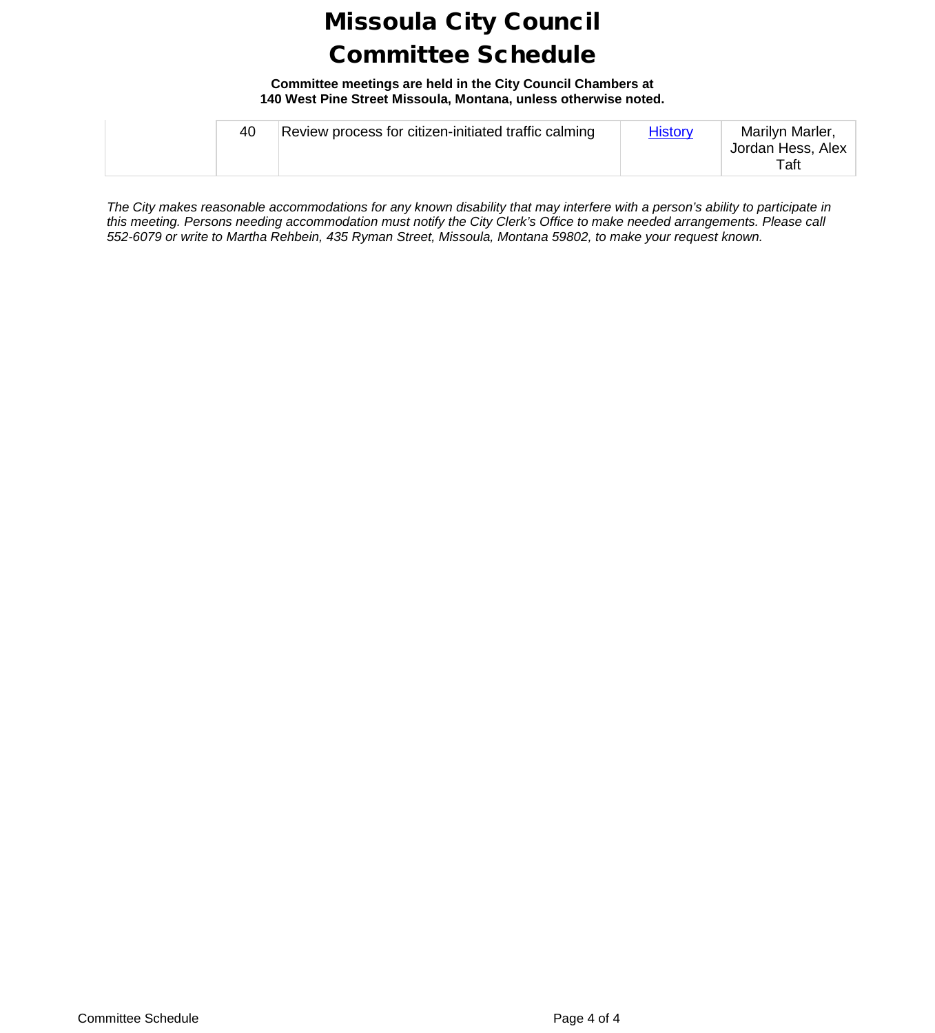# Missoula City Council Committee Schedule

**Committee meetings are held in the City Council Chambers at 140 West Pine Street Missoula, Montana, unless otherwise noted.**

| | | | | |
|---|---|---|---|---|
| | 40 | Review process for citizen-initiated traffic calming | History | Marilyn Marler, Jordan Hess, Alex Taft |

*The City makes reasonable accommodations for any known disability that may interfere with a person's ability to participate in this meeting. Persons needing accommodation must notify the City Clerk's Office to make needed arrangements. Please call 552-6079 or write to Martha Rehbein, 435 Ryman Street, Missoula, Montana 59802, to make your request known.*